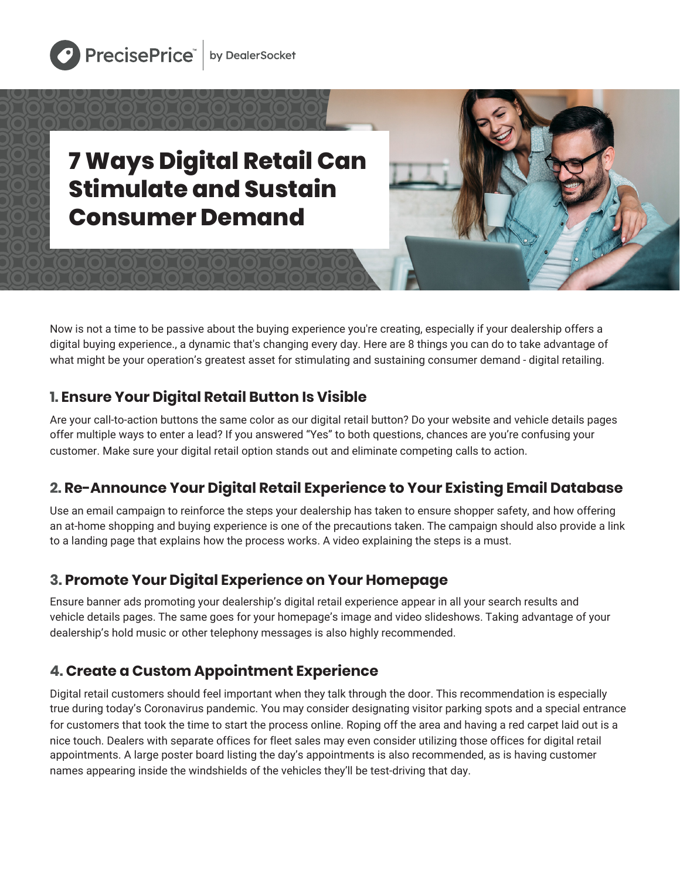PrecisePrice™ | by DealerSocket

# 7 Ways Digital Retail Can Stimulate and Sustain Consumer Demand

Now is not a time to be passive about the buying experience you're creating, especially if your dealership offers a digital buying experience., a dynamic that's changing every day. Here are 8 things you can do to take advantage of what might be your operation's greatest asset for stimulating and sustaining consumer demand - digital retailing.

## 1. Ensure Your Digital Retail Button Is Visible

Are your call-to-action buttons the same color as our digital retail button? Do your website and vehicle details pages offer multiple ways to enter a lead? If you answered "Yes" to both questions, chances are you're confusing your customer. Make sure your digital retail option stands out and eliminate competing calls to action.

## 2. Re-Announce Your Digital Retail Experience to Your Existing Email Database

Use an email campaign to reinforce the steps your dealership has taken to ensure shopper safety, and how offering an at-home shopping and buying experience is one of the precautions taken. The campaign should also provide a link to a landing page that explains how the process works. A video explaining the steps is a must.

## 3. Promote Your Digital Experience on Your Homepage

Ensure banner ads promoting your dealership's digital retail experience appear in all your search results and vehicle details pages. The same goes for your homepage's image and video slideshows. Taking advantage of your dealership's hold music or other telephony messages is also highly recommended.

## 4. Create a Custom Appointment Experience

Digital retail customers should feel important when they talk through the door. This recommendation is especially true during today's Coronavirus pandemic. You may consider designating visitor parking spots and a special entrance for customers that took the time to start the process online. Roping off the area and having a red carpet laid out is a nice touch. Dealers with separate offices for fleet sales may even consider utilizing those offices for digital retail appointments. A large poster board listing the day's appointments is also recommended, as is having customer names appearing inside the windshields of the vehicles they'll be test-driving that day.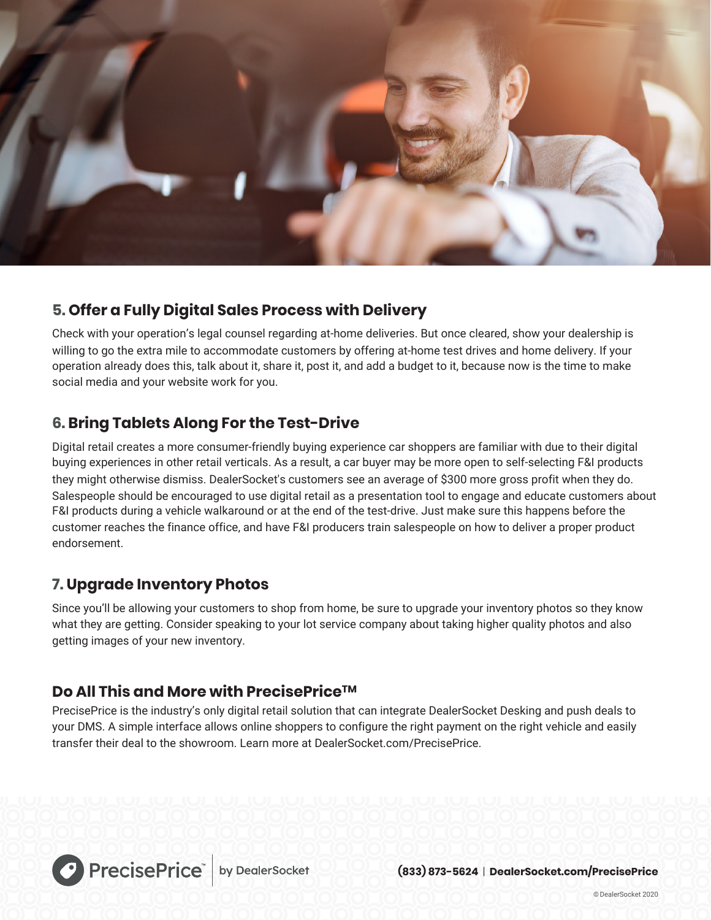## 5. Offer a Fully Digital Sales Process with Delivery

Check with your operation's legal counsel regarding at-home deliveries. But once cleared, show your dealership is willing to go the extra mile to accommodate customers by offering at-home test drives and home delivery. If your operation already does this, talk about it, share it, post it, and add a budget to it, because now is the time to make social media and your website work for you.

## 6. Bring Tablets Along For the Test-Drive

Digital retail creates a more consumer-friendly buying experience car shoppers are familiar with due to their digital buying experiences in other retail verticals. As a result, a car buyer may be more open to self-selecting F&I products they might otherwise dismiss. DealerSocket's customers see an average of $300 more gross profit when they do. Salespeople should be encouraged to use digital retail as a presentation tool to engage and educate customers about F&I products during a vehicle walkaround or at the end of the test-drive. Just make sure this happens before the customer reaches the finance office, and have F&I producers train salespeople on how to deliver a proper product endorsement.

## 7. Upgrade Inventory Photos

Since you'll be allowing your customers to shop from home, be sure to upgrade your inventory photos so they know what they are getting. Consider speaking to your lot service company about taking higher quality photos and also getting images of your new inventory.

## Do All This and More with PrecisePrice™

PrecisePrice is the industry's only digital retail solution that can integrate DealerSocket Desking and push deals to your DMS. A simple interface allows online shoppers to configure the right payment on the right vehicle and easily transfer their deal to the showroom. Learn more at DealerSocket.com/PrecisePrice.

PrecisePrice™ | by DealerSocket

**(833) 873-5624 | DealerSocket.com/PrecisePrice**

© DealerSocket 2020